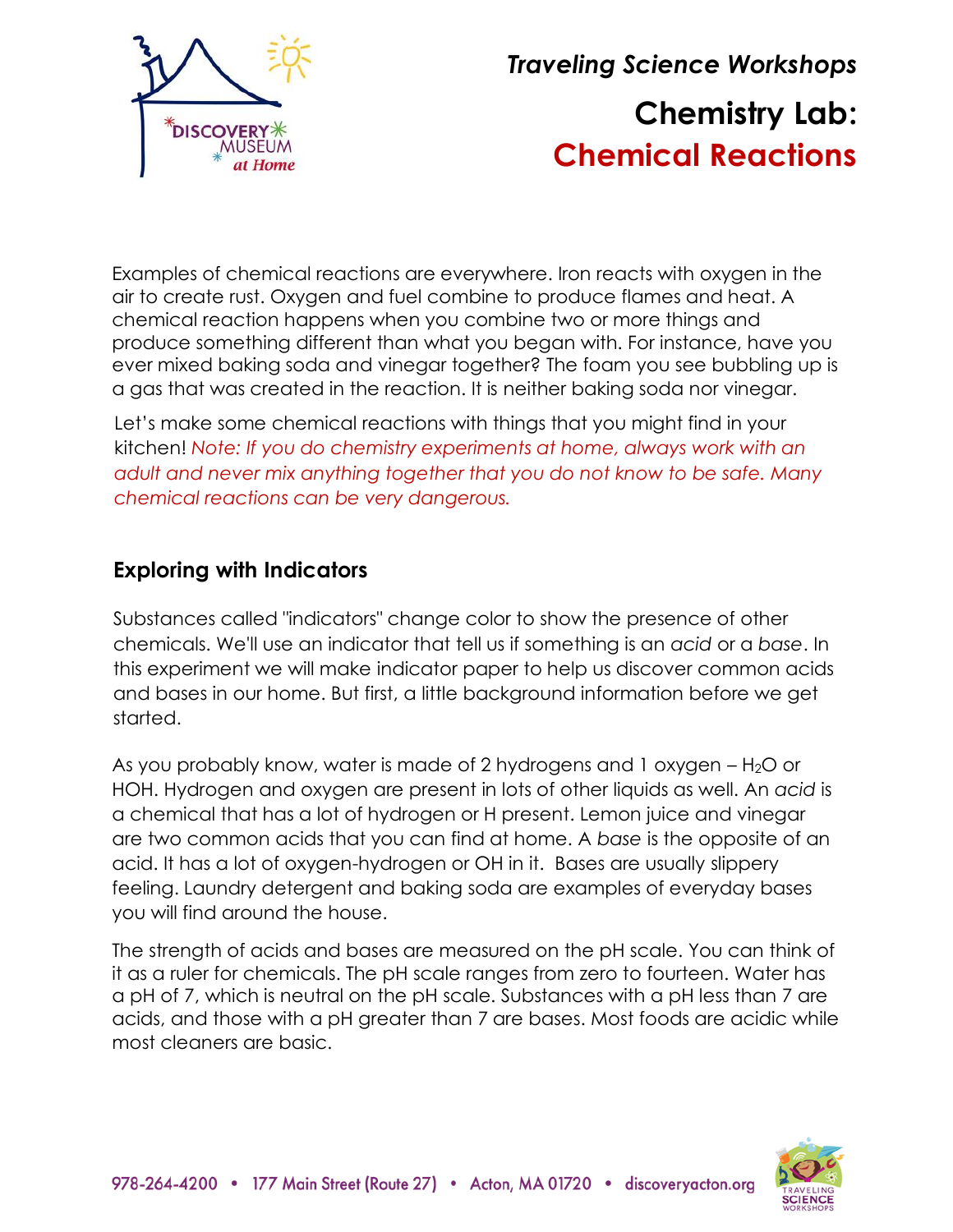*Traveling Science Workshops*

# Chemistry Lab: Chemical Reactions

Examples of chemical reactions are everywhere. Iron reacts with oxygen in the air to create rust. Oxygen and fuel combine to produce flames and heat. A chemical reaction happens when you combine two or more things and produce something different than what you began with. For instance, have you ever mixed baking soda and vinegar together? The foam you see bubbling up is a gas that was created in the reaction. It is neither baking soda nor vinegar.

Let's make some chemical reactions with things that you might find in your kitchen! *Note: If you do chemistry experiments at home, always work with an adult and never mix anything together that you do not know to be safe. Many chemical reactions can be very dangerous.*

## Exploring with Indicators

Substances called "indicators" change color to show the presence of other chemicals. We'll use an indicator that tell us if something is an *acid* or a *base*. In this experiment we will make indicator paper to help us discover common acids and bases in our home. But first, a little background information before we get started.

As you probably know, water is made of 2 hydrogens and 1 oxygen – $H_2O$ or HOH. Hydrogen and oxygen are present in lots of other liquids as well. An *acid* is a chemical that has a lot of hydrogen or H present. Lemon juice and vinegar are two common acids that you can find at home. A *base* is the opposite of an acid. It has a lot of oxygen-hydrogen or OH in it. Bases are usually slippery feeling. Laundry detergent and baking soda are examples of everyday bases you will find around the house.

The strength of acids and bases are measured on the pH scale. You can think of it as a ruler for chemicals. The pH scale ranges from zero to fourteen. Water has a pH of 7, which is neutral on the pH scale. Substances with a pH less than 7 are acids, and those with a pH greater than 7 are bases. Most foods are acidic while most cleaners are basic.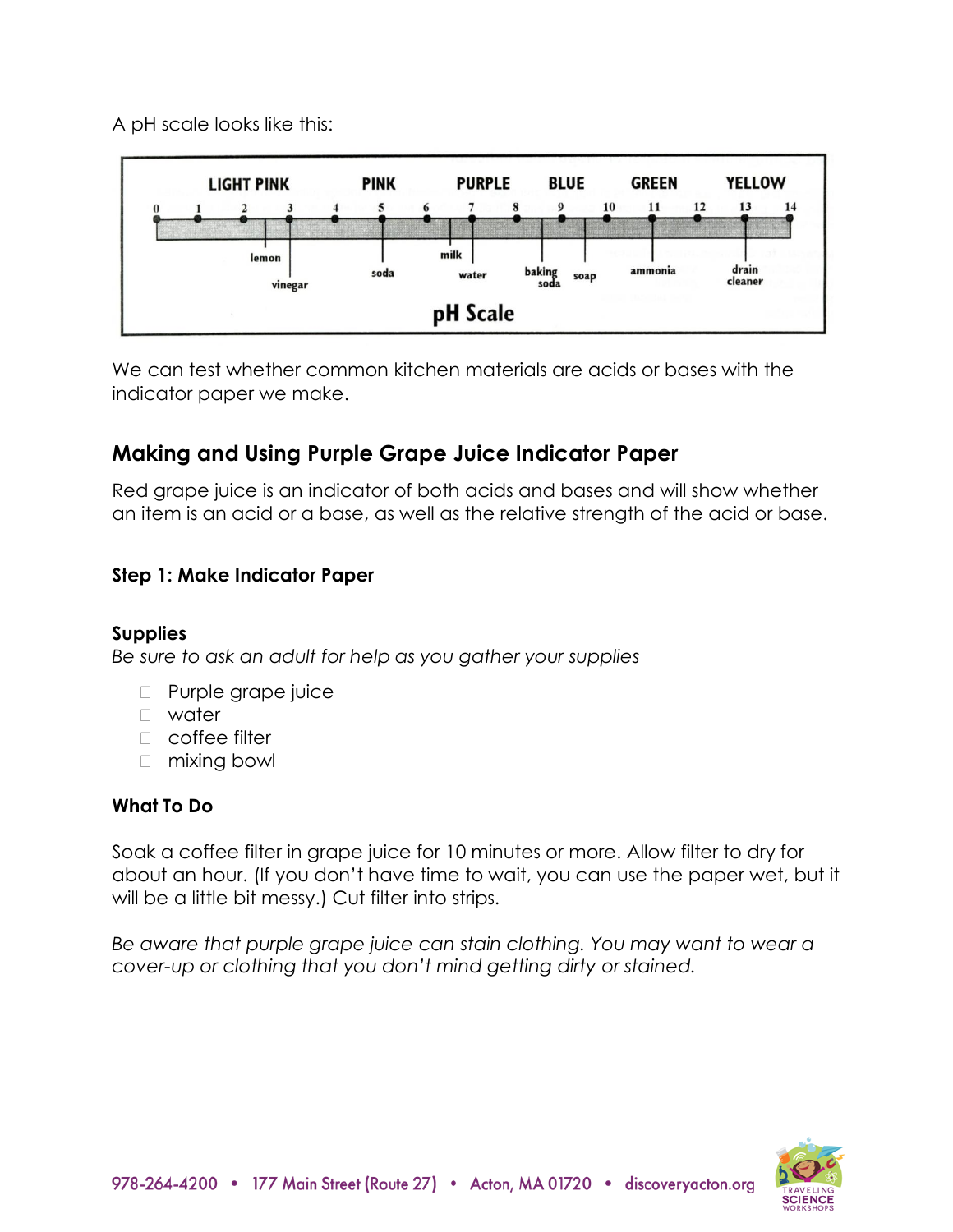A pH scale looks like this:

| LIGHT PINK | | | | PINK | | PURPLE | | BLUE | | GREEN | | YELLOW | | |
|---|---|---|---|---|---|---|---|---|---|---|---|---|---|---|
| 0 | 1 | 2 | 3 | 4 | 5 | 6 | 7 | 8 | 9 | 10 | 11 | 12 | 13 | 14 |

- lemon
- vinegar
- soda
- milk
- water
- baking soda
- soap
- ammonia
- drain cleaner

**pH Scale**

We can test whether common kitchen materials are acids or bases with the indicator paper we make.

## Making and Using Purple Grape Juice Indicator Paper

Red grape juice is an indicator of both acids and bases and will show whether an item is an acid or a base, as well as the relative strength of the acid or base.

### Step 1: Make Indicator Paper

#### Supplies

*Be sure to ask an adult for help as you gather your supplies*

- Purple grape juice
- water
- coffee filter
- mixing bowl

#### What To Do

Soak a coffee filter in grape juice for 10 minutes or more. Allow filter to dry for about an hour. (If you don't have time to wait, you can use the paper wet, but it will be a little bit messy.) Cut filter into strips.

*Be aware that purple grape juice can stain clothing. You may want to wear a cover-up or clothing that you don't mind getting dirty or stained.*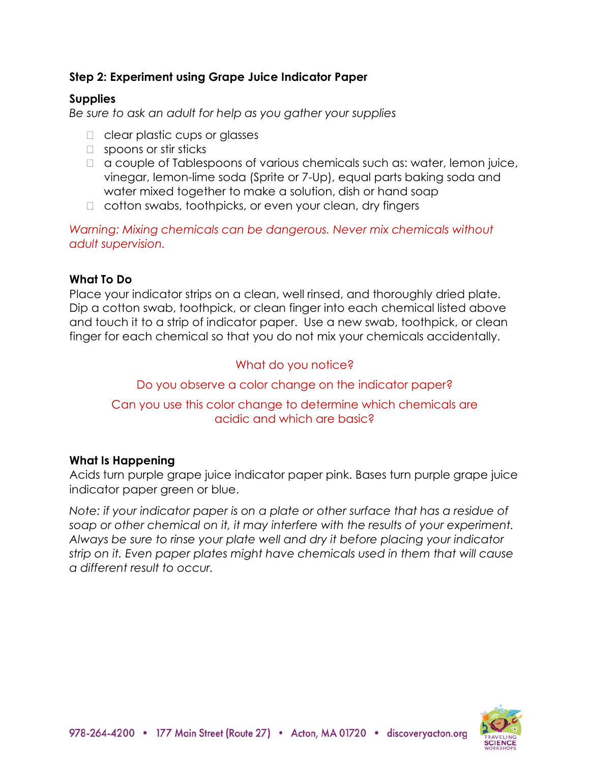### Step 2: Experiment using Grape Juice Indicator Paper

**Supplies**

*Be sure to ask an adult for help as you gather your supplies*

- clear plastic cups or glasses
- spoons or stir sticks
- a couple of Tablespoons of various chemicals such as: water, lemon juice, vinegar, lemon-lime soda (Sprite or 7-Up), equal parts baking soda and water mixed together to make a solution, dish or hand soap
- cotton swabs, toothpicks, or even your clean, dry fingers

*Warning: Mixing chemicals can be dangerous. Never mix chemicals without adult supervision.*

**What To Do**

Place your indicator strips on a clean, well rinsed, and thoroughly dried plate. Dip a cotton swab, toothpick, or clean finger into each chemical listed above and touch it to a strip of indicator paper. Use a new swab, toothpick, or clean finger for each chemical so that you do not mix your chemicals accidentally.

What do you notice?

Do you observe a color change on the indicator paper?

Can you use this color change to determine which chemicals are acidic and which are basic?

**What Is Happening**

Acids turn purple grape juice indicator paper pink. Bases turn purple grape juice indicator paper green or blue.

*Note: if your indicator paper is on a plate or other surface that has a residue of soap or other chemical on it, it may interfere with the results of your experiment. Always be sure to rinse your plate well and dry it before placing your indicator strip on it. Even paper plates might have chemicals used in them that will cause a different result to occur.*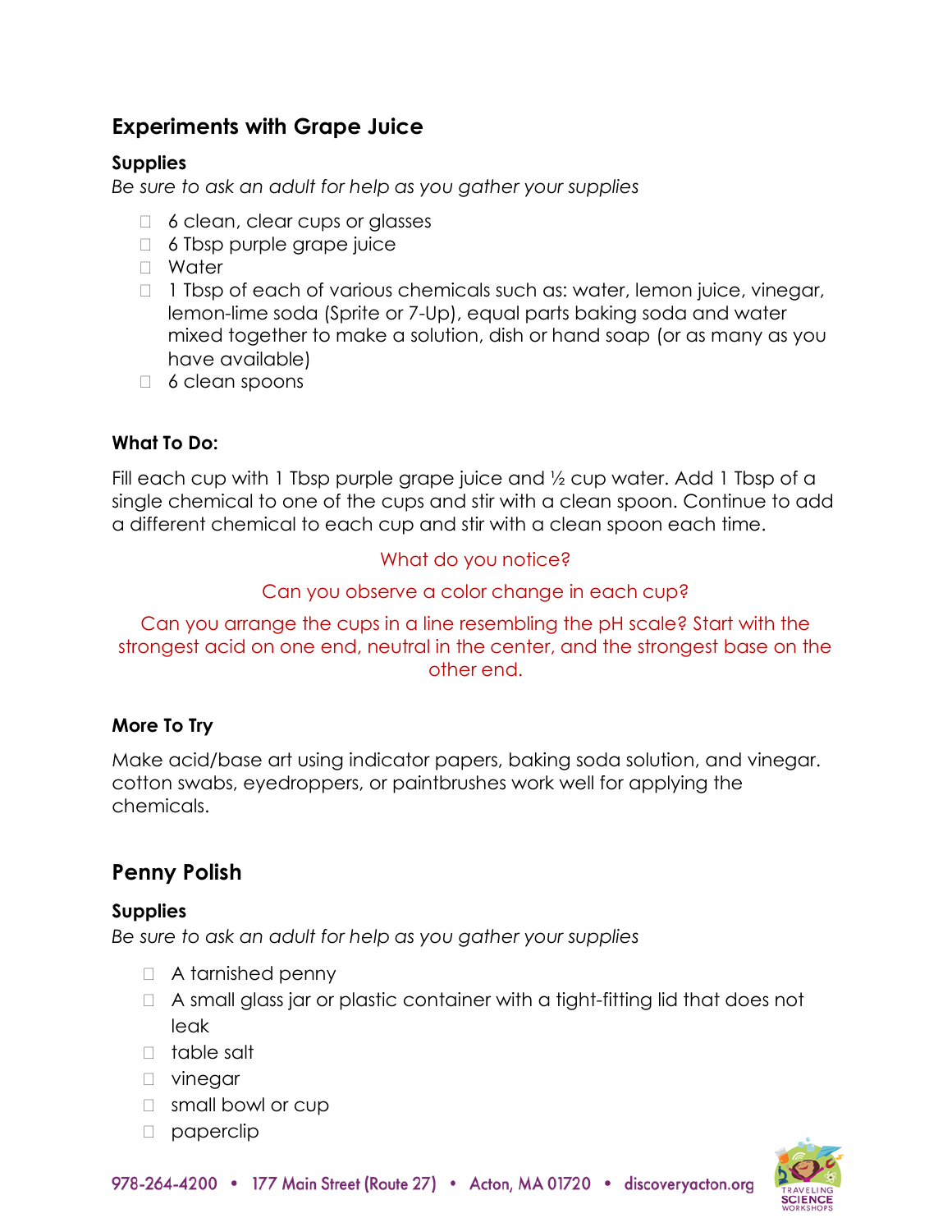## Experiments with Grape Juice

### Supplies

*Be sure to ask an adult for help as you gather your supplies*

- 6 clean, clear cups or glasses
- 6 Tbsp purple grape juice
- Water
- 1 Tbsp of each of various chemicals such as: water, lemon juice, vinegar, lemon-lime soda (Sprite or 7-Up), equal parts baking soda and water mixed together to make a solution, dish or hand soap (or as many as you have available)
- 6 clean spoons

### What To Do:

Fill each cup with 1 Tbsp purple grape juice and ½ cup water. Add 1 Tbsp of a single chemical to one of the cups and stir with a clean spoon. Continue to add a different chemical to each cup and stir with a clean spoon each time.

What do you notice?

Can you observe a color change in each cup?

Can you arrange the cups in a line resembling the pH scale? Start with the strongest acid on one end, neutral in the center, and the strongest base on the other end.

### More To Try

Make acid/base art using indicator papers, baking soda solution, and vinegar. cotton swabs, eyedroppers, or paintbrushes work well for applying the chemicals.

## Penny Polish

### Supplies

*Be sure to ask an adult for help as you gather your supplies*

- A tarnished penny
- A small glass jar or plastic container with a tight-fitting lid that does not leak
- table salt
- vinegar
- small bowl or cup
- paperclip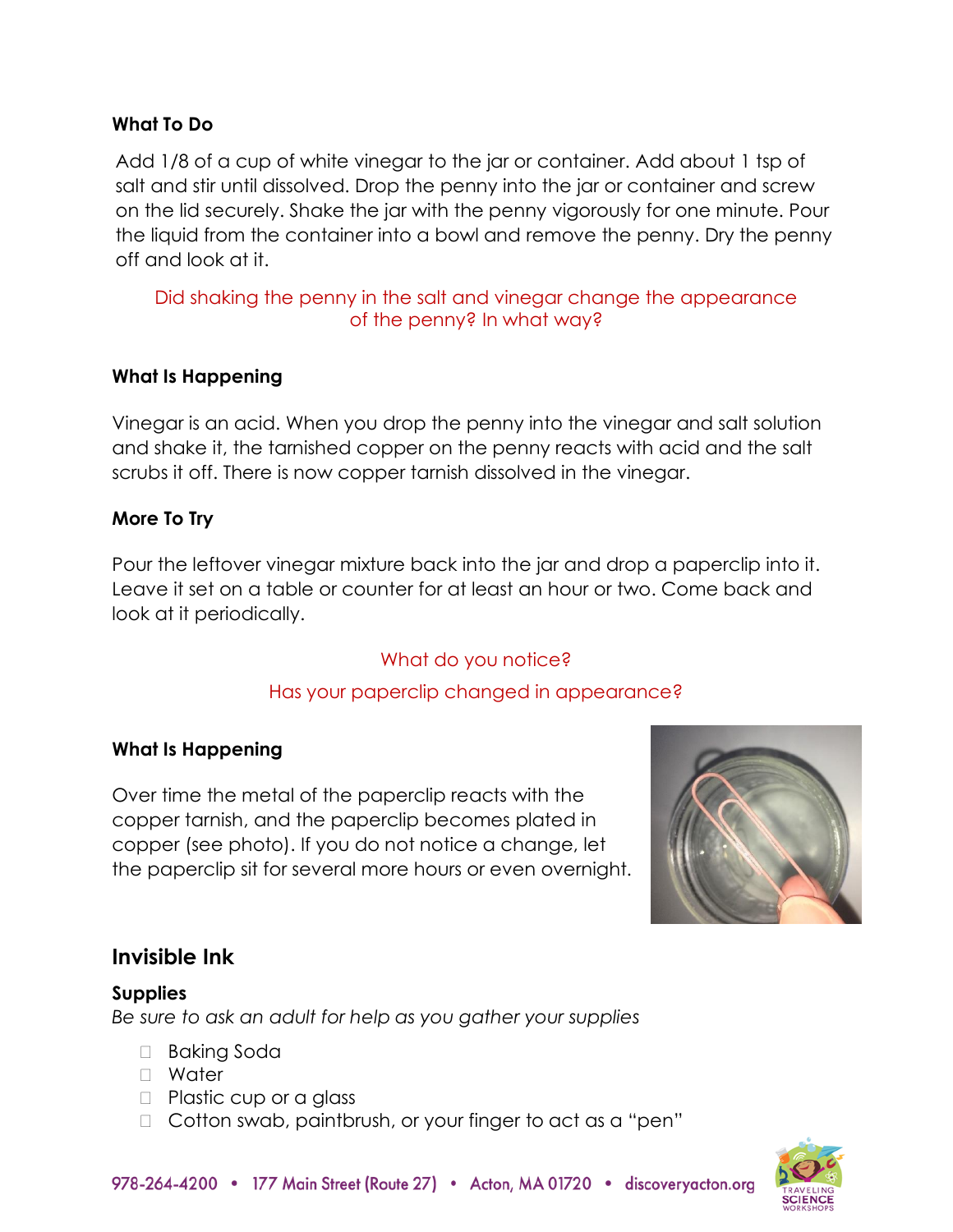**What To Do**

Add 1/8 of a cup of white vinegar to the jar or container. Add about 1 tsp of salt and stir until dissolved. Drop the penny into the jar or container and screw on the lid securely. Shake the jar with the penny vigorously for one minute. Pour the liquid from the container into a bowl and remove the penny. Dry the penny off and look at it.

Did shaking the penny in the salt and vinegar change the appearance of the penny? In what way?

**What Is Happening**

Vinegar is an acid. When you drop the penny into the vinegar and salt solution and shake it, the tarnished copper on the penny reacts with acid and the salt scrubs it off. There is now copper tarnish dissolved in the vinegar.

**More To Try**

Pour the leftover vinegar mixture back into the jar and drop a paperclip into it. Leave it set on a table or counter for at least an hour or two. Come back and look at it periodically.

What do you notice?

Has your paperclip changed in appearance?

**What Is Happening**

Over time the metal of the paperclip reacts with the copper tarnish, and the paperclip becomes plated in copper (see photo). If you do not notice a change, let the paperclip sit for several more hours or even overnight.

## Invisible Ink

**Supplies**

*Be sure to ask an adult for help as you gather your supplies*

- Baking Soda
- Water
- Plastic cup or a glass
- Cotton swab, paintbrush, or your finger to act as a "pen"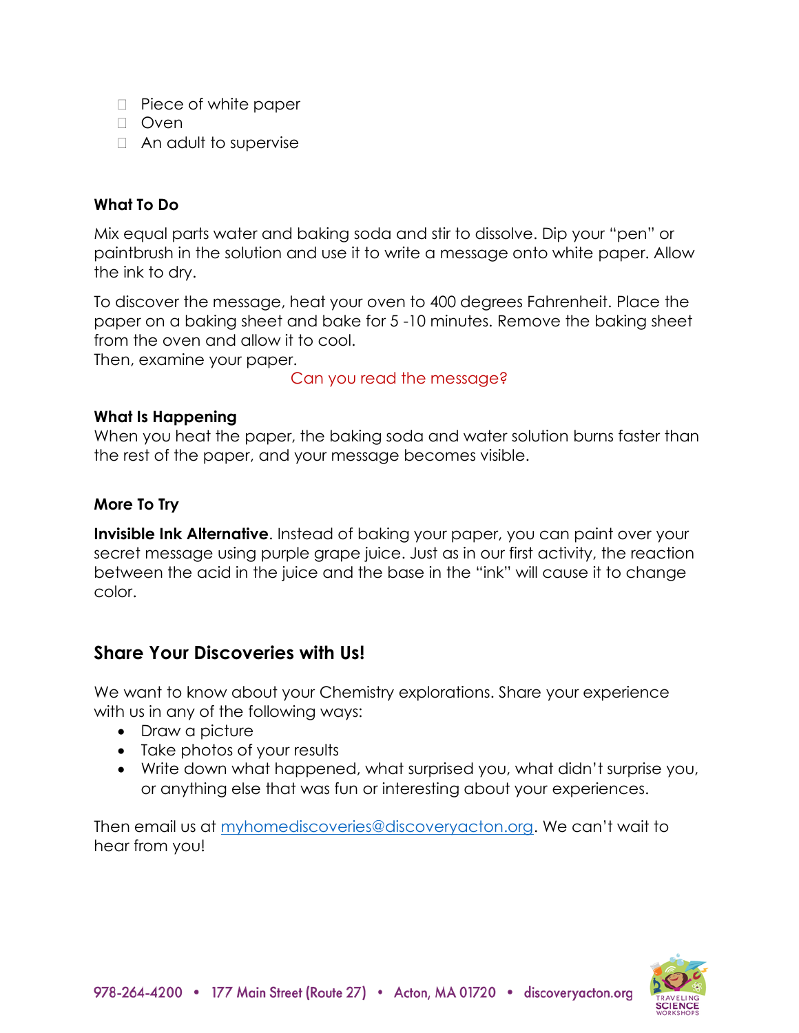- [ ] Piece of white paper
- [ ] Oven
- [ ] An adult to supervise

**What To Do**

Mix equal parts water and baking soda and stir to dissolve. Dip your "pen" or paintbrush in the solution and use it to write a message onto white paper. Allow the ink to dry.

To discover the message, heat your oven to 400 degrees Fahrenheit. Place the paper on a baking sheet and bake for 5 -10 minutes. Remove the baking sheet from the oven and allow it to cool.
Then, examine your paper.

Can you read the message?

**What Is Happening**

When you heat the paper, the baking soda and water solution burns faster than the rest of the paper, and your message becomes visible.

**More To Try**

**Invisible Ink Alternative**. Instead of baking your paper, you can paint over your secret message using purple grape juice. Just as in our first activity, the reaction between the acid in the juice and the base in the "ink" will cause it to change color.

## Share Your Discoveries with Us!

We want to know about your Chemistry explorations. Share your experience with us in any of the following ways:

- Draw a picture
- Take photos of your results
- Write down what happened, what surprised you, what didn't surprise you, or anything else that was fun or interesting about your experiences.

Then email us at myhomediscoveries@discoveryacton.org. We can't wait to hear from you!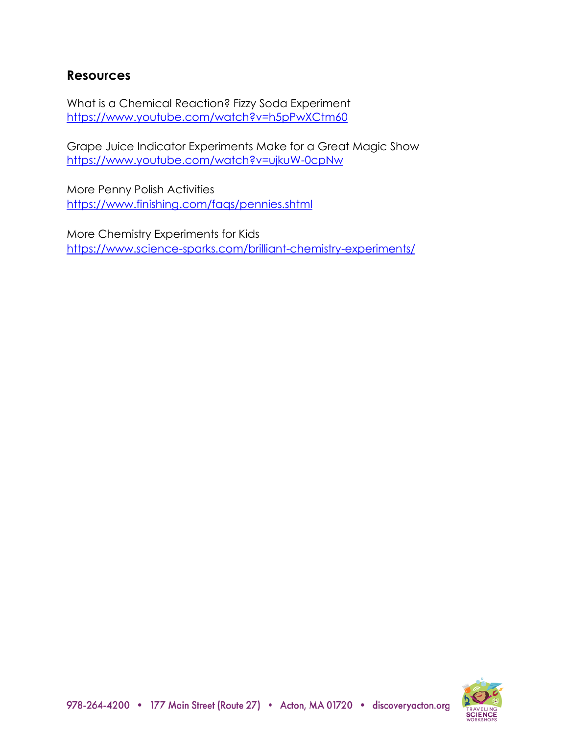## Resources

What is a Chemical Reaction? Fizzy Soda Experiment
https://www.youtube.com/watch?v=h5pPwXCtm60

Grape Juice Indicator Experiments Make for a Great Magic Show
https://www.youtube.com/watch?v=ujkuW-0cpNw

More Penny Polish Activities
https://www.finishing.com/faqs/pennies.shtml

More Chemistry Experiments for Kids
https://www.science-sparks.com/brilliant-chemistry-experiments/